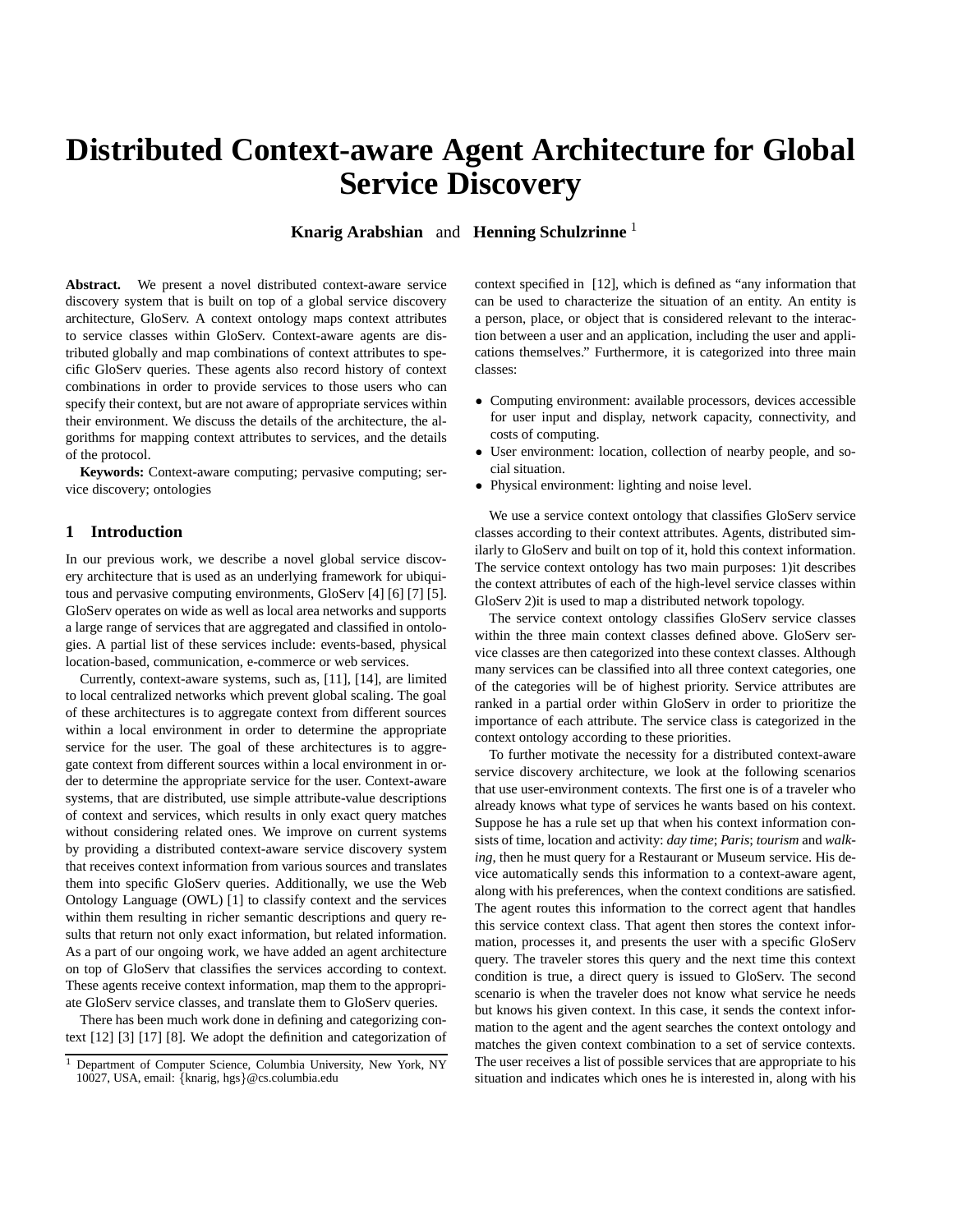# Distributed Context-aware Agent Architecture for Global Service Discovery

**Knarig Arabshian** and **Henning Schulzrinne** [1]

**Abstract.** We present a novel distributed context-aware service discovery system that is built on top of a global service discovery architecture, GloServ. A context ontology maps context attributes to service classes within GloServ. Context-aware agents are distributed globally and map combinations of context attributes to specific GloServ queries. These agents also record history of context combinations in order to provide services to those users who can specify their context, but are not aware of appropriate services within their environment. We discuss the details of the architecture, the algorithms for mapping context attributes to services, and the details of the protocol.

**Keywords:** Context-aware computing; pervasive computing; service discovery; ontologies

## 1 Introduction

In our previous work, we describe a novel global service discovery architecture that is used as an underlying framework for ubiquitous and pervasive computing environments, GloServ [4] [6] [7] [5]. GloServ operates on wide as well as local area networks and supports a large range of services that are aggregated and classified in ontologies. A partial list of these services include: events-based, physical location-based, communication, e-commerce or web services.

Currently, context-aware systems, such as, [11], [14], are limited to local centralized networks which prevent global scaling. The goal of these architectures is to aggregate context from different sources within a local environment in order to determine the appropriate service for the user. The goal of these architectures is to aggregate context from different sources within a local environment in order to determine the appropriate service for the user. Context-aware systems, that are distributed, use simple attribute-value descriptions of context and services, which results in only exact query matches without considering related ones. We improve on current systems by providing a distributed context-aware service discovery system that receives context information from various sources and translates them into specific GloServ queries. Additionally, we use the Web Ontology Language (OWL) [1] to classify context and the services within them resulting in richer semantic descriptions and query results that return not only exact information, but related information. As a part of our ongoing work, we have added an agent architecture on top of GloServ that classifies the services according to context. These agents receive context information, map them to the appropriate GloServ service classes, and translate them to GloServ queries.

There has been much work done in defining and categorizing context [12] [3] [17] [8]. We adopt the definition and categorization of context specified in [12], which is defined as "any information that can be used to characterize the situation of an entity. An entity is a person, place, or object that is considered relevant to the interaction between a user and an application, including the user and applications themselves." Furthermore, it is categorized into three main classes:

- Computing environment: available processors, devices accessible for user input and display, network capacity, connectivity, and costs of computing.
- User environment: location, collection of nearby people, and social situation.
- Physical environment: lighting and noise level.

We use a service context ontology that classifies GloServ service classes according to their context attributes. Agents, distributed similarly to GloServ and built on top of it, hold this context information. The service context ontology has two main purposes: 1)it describes the context attributes of each of the high-level service classes within GloServ 2)it is used to map a distributed network topology.

The service context ontology classifies GloServ service classes within the three main context classes defined above. GloServ service classes are then categorized into these context classes. Although many services can be classified into all three context categories, one of the categories will be of highest priority. Service attributes are ranked in a partial order within GloServ in order to prioritize the importance of each attribute. The service class is categorized in the context ontology according to these priorities.

To further motivate the necessity for a distributed context-aware service discovery architecture, we look at the following scenarios that use user-environment contexts. The first one is of a traveler who already knows what type of services he wants based on his context. Suppose he has a rule set up that when his context information consists of time, location and activity: *day time*; *Paris*; *tourism* and *walking*, then he must query for a Restaurant or Museum service. His device automatically sends this information to a context-aware agent, along with his preferences, when the context conditions are satisfied. The agent routes this information to the correct agent that handles this service context class. That agent then stores the context information, processes it, and presents the user with a specific GloServ query. The traveler stores this query and the next time this context condition is true, a direct query is issued to GloServ. The second scenario is when the traveler does not know what service he needs but knows his given context. In this case, it sends the context information to the agent and the agent searches the context ontology and matches the given context combination to a set of service contexts. The user receives a list of possible services that are appropriate to his situation and indicates which ones he is interested in, along with his

[1] Department of Computer Science, Columbia University, New York, NY 10027, USA, email: {knarig, hgs}@cs.columbia.edu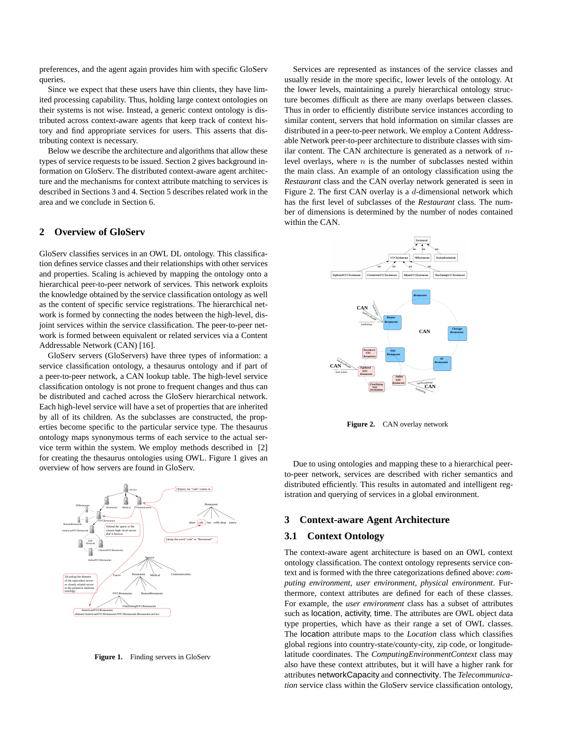preferences, and the agent again provides him with specific GloServ queries.

Since we expect that these users have thin clients, they have limited processing capability. Thus, holding large context ontologies on their systems is not wise. Instead, a generic context ontology is distributed across context-aware agents that keep track of context history and find appropriate services for users. This asserts that distributing context is necessary.

Below we describe the architecture and algorithms that allow these types of service requests to be issued. Section 2 gives background information on GloServ. The distributed context-aware agent architecture and the mechanisms for context attribute matching to services is described in Sections 3 and 4. Section 5 describes related work in the area and we conclude in Section 6.

## 2 Overview of GloServ

GloServ classifies services in an OWL DL ontology. This classification defines service classes and their relationships with other services and properties. Scaling is achieved by mapping the ontology onto a hierarchical peer-to-peer network of services. This network exploits the knowledge obtained by the service classification ontology as well as the content of specific service registrations. The hierarchical network is formed by connecting the nodes between the high-level, disjoint services within the service classification. The peer-to-peer network is formed between equivalent or related services via a Content Addressable Network (CAN) [16].

GloServ servers (GloServers) have three types of information: a service classification ontology, a thesaurus ontology and if part of a peer-to-peer network, a CAN lookup table. The high-level service classification ontology is not prone to frequent changes and thus can be distributed and cached across the GloServ hierarchical network. Each high-level service will have a set of properties that are inherited by all of its children. As the subclasses are constructed, the properties become specific to the particular service type. The thesaurus ontology maps synonymous terms of each service to the actual service term within the system. We employ methods described in [2] for creating the thesaurus ontologies using OWL. Figure 1 gives an overview of how servers are found in GloServ.

**Figure 1.** Finding servers in GloServ

Services are represented as instances of the service classes and usually reside in the more specific, lower levels of the ontology. At the lower levels, maintaining a purely hierarchical ontology structure becomes difficult as there are many overlaps between classes. Thus in order to efficiently distribute service instances according to similar content, servers that hold information on similar classes are distributed in a peer-to-peer network. We employ a Content Addressable Network peer-to-peer architecture to distribute classes with similar content. The CAN architecture is generated as a network of $n$-level overlays, where $n$ is the number of subclasses nested within the main class. An example of an ontology classification using the *Restaurant* class and the CAN overlay network generated is seen in Figure 2. The first CAN overlay is a $d$-dimensional network which has the first level of subclasses of the *Restaurant* class. The number of dimensions is determined by the number of nodes contained within the CAN.

**Figure 2.** CAN overlay network

Due to using ontologies and mapping these to a hierarchical peer-to-peer network, services are described with richer semantics and distributed efficiently. This results in automated and intelligent registration and querying of services in a global environment.

## 3 Context-aware Agent Architecture

### 3.1 Context Ontology

The context-aware agent architecture is based on an OWL context ontology classification. The context ontology represents service context and is formed with the three categorizations defined above: *computing environment*, *user environment*, *physical environment*. Furthermore, context attributes are defined for each of these classes. For example, the *user environment* class has a subset of attributes such as location, activity, time. The attributes are OWL object data type properties, which have as their range a set of OWL classes. The location attribute maps to the *Location* class which classifies global regions into country-state/county-city, zip code, or longitude-latitude coordinates. The *ComputingEnvironmentContext* class may also have these context attributes, but it will have a higher rank for attributes networkCapacity and connectivity. The *Telecommunication* service class within the GloServ service classification ontology,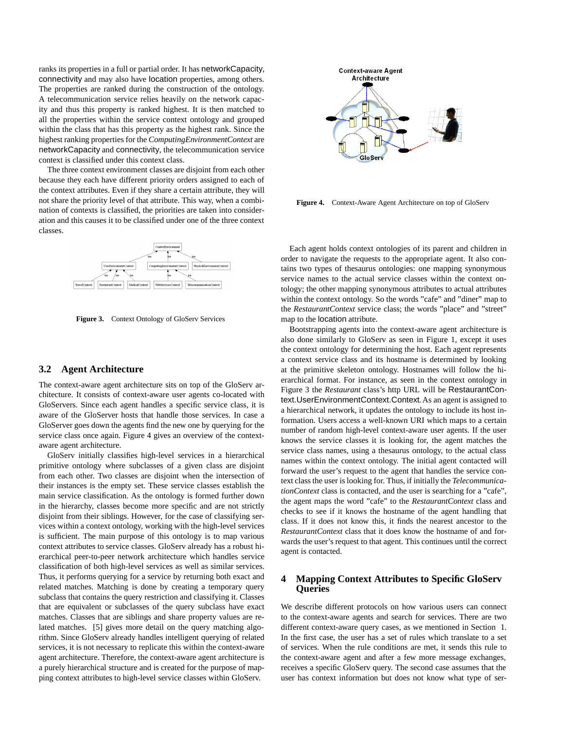ranks its properties in a full or partial order. It has networkCapacity, connectivity and may also have location properties, among others. The properties are ranked during the construction of the ontology. A telecommunication service relies heavily on the network capacity and thus this property is ranked highest. It is then matched to all the properties within the service context ontology and grouped within the class that has this property as the highest rank. Since the highest ranking properties for the *ComputingEnvironmentContext* are networkCapacity and connectivity, the telecommunication service context is classified under this context class.

The three context environment classes are disjoint from each other because they each have different priority orders assigned to each of the context attributes. Even if they share a certain attribute, they will not share the priority level of that attribute. This way, when a combination of contexts is classified, the priorities are taken into consideration and this causes it to be classified under one of the three context classes.

**Figure 3.** Context Ontology of GloServ Services

### 3.2 Agent Architecture

The context-aware agent architecture sits on top of the GloServ architecture. It consists of context-aware user agents co-located with GloServers. Since each agent handles a specific service class, it is aware of the GloServer hosts that handle those services. In case a GloServer goes down the agents find the new one by querying for the service class once again. Figure 4 gives an overview of the context-aware agent architecture.

GloServ initially classifies high-level services in a hierarchical primitive ontology where subclasses of a given class are disjoint from each other. Two classes are disjoint when the intersection of their instances is the empty set. These service classes establish the main service classification. As the ontology is formed further down in the hierarchy, classes become more specific and are not strictly disjoint from their siblings. However, for the case of classifying services within a context ontology, working with the high-level services is sufficient. The main purpose of this ontology is to map various context attributes to service classes. GloServ already has a robust hierarchical peer-to-peer network architecture which handles service classification of both high-level services as well as similar services. Thus, it performs querying for a service by returning both exact and related matches. Matching is done by creating a temporary query subclass that contains the query restriction and classifying it. Classes that are equivalent or subclasses of the query subclass have exact matches. Classes that are siblings and share property values are related matches. [5] gives more detail on the query matching algorithm. Since GloServ already handles intelligent querying of related services, it is not necessary to replicate this within the context-aware agent architecture. Therefore, the context-aware agent architecture is a purely hierarchical structure and is created for the purpose of mapping context attributes to high-level service classes within GloServ.

**Figure 4.** Context-Aware Agent Architecture on top of GloServ

Each agent holds context ontologies of its parent and children in order to navigate the requests to the appropriate agent. It also contains two types of thesaurus ontologies: one mapping synonymous service names to the actual service classes within the context ontology; the other mapping synonymous attributes to actual attributes within the context ontology. So the words "cafe" and "diner" map to the *RestaurantContext* service class; the words "place" and "street" map to the location attribute.

Bootstrapping agents into the context-aware agent architecture is also done similarly to GloServ as seen in Figure 1, except it uses the context ontology for determining the host. Each agent represents a context service class and its hostname is determined by looking at the primitive skeleton ontology. Hostnames will follow the hierarchical format. For instance, as seen in the context ontology in Figure 3 the *Restaurant* class's http URL will be RestaurantContext.UserEnvironmentContext.Context. As an agent is assigned to a hierarchical network, it updates the ontology to include its host information. Users access a well-known URI which maps to a certain number of random high-level context-aware user agents. If the user knows the service classes it is looking for, the agent matches the service class names, using a thesaurus ontology, to the actual class names within the context ontology. The initial agent contacted will forward the user's request to the agent that handles the service context class the user is looking for. Thus, if initially the *TelecommunicationContext* class is contacted, and the user is searching for a "cafe", the agent maps the word "cafe" to the *RestaurantContext* class and checks to see if it knows the hostname of the agent handling that class. If it does not know this, it finds the nearest ancestor to the *RestaurantContext* class that it does know the hostname of and forwards the user's request to that agent. This continues until the correct agent is contacted.

## 4 Mapping Context Attributes to Specific GloServ Queries

We describe different protocols on how various users can connect to the context-aware agents and search for services. There are two different context-aware query cases, as we mentioned in Section 1. In the first case, the user has a set of rules which translate to a set of services. When the rule conditions are met, it sends this rule to the context-aware agent and after a few more message exchanges, receives a specific GloServ query. The second case assumes that the user has context information but does not know what type of ser-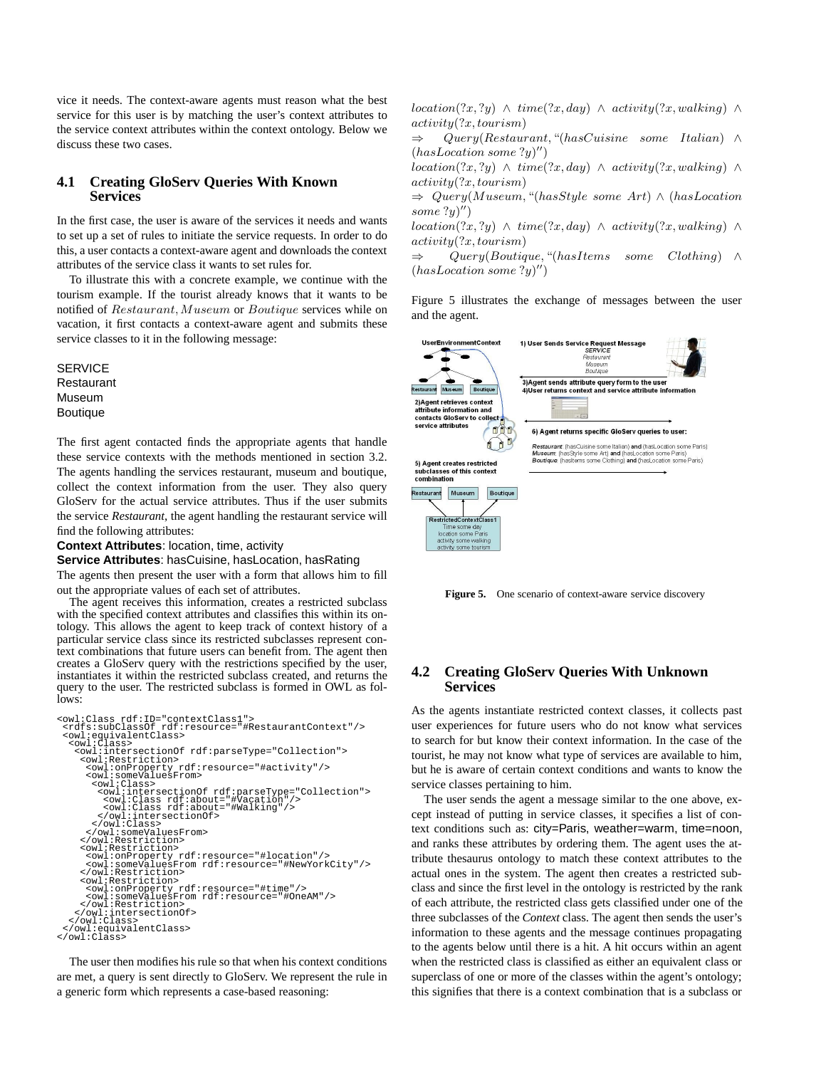vice it needs. The context-aware agents must reason what the best service for this user is by matching the user's context attributes to the service context attributes within the context ontology. Below we discuss these two cases.

### 4.1 Creating GloServ Queries With Known Services

In the first case, the user is aware of the services it needs and wants to set up a set of rules to initiate the service requests. In order to do this, a user contacts a context-aware agent and downloads the context attributes of the service class it wants to set rules for.

To illustrate this with a concrete example, we continue with the tourism example. If the tourist already knows that it wants to be notified of $Restaurant, Museum$ or $Boutique$ services while on vacation, it first contacts a context-aware agent and submits these service classes to it in the following message:

SERVICE
Restaurant
Museum
Boutique

The first agent contacted finds the appropriate agents that handle these service contexts with the methods mentioned in section 3.2. The agents handling the services restaurant, museum and boutique, collect the context information from the user. They also query GloServ for the actual service attributes. Thus if the user submits the service *Restaurant*, the agent handling the restaurant service will find the following attributes:

**Context Attributes**: location, time, activity
**Service Attributes**: hasCuisine, hasLocation, hasRating

The agents then present the user with a form that allows him to fill out the appropriate values of each set of attributes.

The agent receives this information, creates a restricted subclass with the specified context attributes and classifies this within its ontology. This allows the agent to keep track of context history of a particular service class since its restricted subclasses represent context combinations that future users can benefit from. The agent then creates a GloServ query with the restrictions specified by the user, instantiates it within the restricted subclass created, and returns the query to the user. The restricted subclass is formed in OWL as follows:

```
<owl:Class rdf:ID="contextClass1">
 <rdfs:subClassOf rdf:resource="#RestaurantContext"/>
 <owl:equivalentClass>
  <owl:Class>
   <owl:intersectionOf rdf:parseType="Collection">
    <owl:Restriction>
     <owl:onProperty rdf:resource="#activity"/>
     <owl:someValuesFrom>
      <owl:Class>
       <owl:intersectionOf rdf:parseType="Collection">
        <owl:Class rdf:about="#Vacation"/>
        <owl:Class rdf:about="#Walking"/>
       </owl:intersectionOf>
      </owl:Class>
     </owl:someValuesFrom>
    </owl:Restriction>
    <owl:Restriction>
     <owl:onProperty rdf:resource="#location"/>
     <owl:someValuesFrom rdf:resource="#NewYorkCity"/>
    </owl:Restriction>
    <owl:Restriction>
     <owl:onProperty rdf:resource="#time"/>
     <owl:someValuesFrom rdf:resource="#OneAM"/>
    </owl:Restriction>
   </owl:intersectionOf>
  </owl:Class>
 </owl:equivalentClass>
</owl:Class>
```

The user then modifies his rule so that when his context conditions are met, a query is sent directly to GloServ. We represent the rule in a generic form which represents a case-based reasoning:

$location(?x, ?y) \wedge time(?x, day) \wedge activity(?x, walking) \wedge activity(?x, tourism)$
$\Rightarrow Query(Restaurant, \text{``}(hasCuisine\ some\ Italian) \wedge (hasLocation\ some\ ?y)\text{''})$
$location(?x, ?y) \wedge time(?x, day) \wedge activity(?x, walking) \wedge activity(?x, tourism)$
$\Rightarrow Query(Museum, \text{``}(hasStyle\ some\ Art) \wedge (hasLocation\ some\ ?y)\text{''})$
$location(?x, ?y) \wedge time(?x, day) \wedge activity(?x, walking) \wedge activity(?x, tourism)$
$\Rightarrow Query(Boutique, \text{``}(hasItems\ some\ Clothing) \wedge (hasLocation\ some\ ?y)\text{''})$

Figure 5 illustrates the exchange of messages between the user and the agent.

**Figure 5.** One scenario of context-aware service discovery

### 4.2 Creating GloServ Queries With Unknown Services

As the agents instantiate restricted context classes, it collects past user experiences for future users who do not know what services to search for but know their context information. In the case of the tourist, he may not know what type of services are available to him, but he is aware of certain context conditions and wants to know the service classes pertaining to him.

The user sends the agent a message similar to the one above, except instead of putting in service classes, it specifies a list of context conditions such as: city=Paris, weather=warm, time=noon, and ranks these attributes by ordering them. The agent uses the attribute thesaurus ontology to match these context attributes to the actual ones in the system. The agent then creates a restricted subclass and since the first level in the ontology is restricted by the rank of each attribute, the restricted class gets classified under one of the three subclasses of the *Context* class. The agent then sends the user's information to these agents and the message continues propagating to the agents below until there is a hit. A hit occurs within an agent when the restricted class is classified as either an equivalent class or superclass of one or more of the classes within the agent's ontology; this signifies that there is a context combination that is a subclass or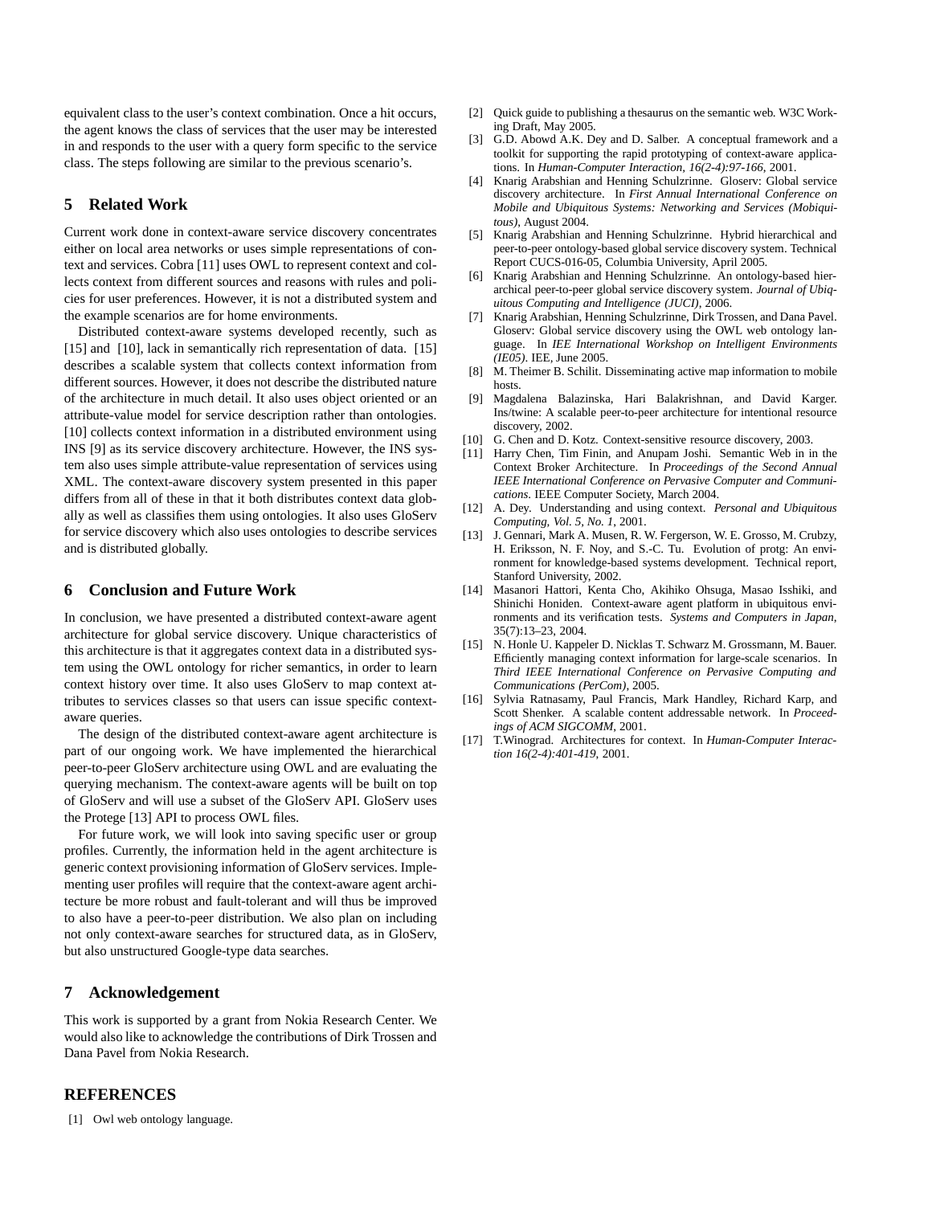equivalent class to the user's context combination. Once a hit occurs, the agent knows the class of services that the user may be interested in and responds to the user with a query form specific to the service class. The steps following are similar to the previous scenario's.

## 5 Related Work

Current work done in context-aware service discovery concentrates either on local area networks or uses simple representations of context and services. Cobra [11] uses OWL to represent context and collects context from different sources and reasons with rules and policies for user preferences. However, it is not a distributed system and the example scenarios are for home environments.

Distributed context-aware systems developed recently, such as [15] and [10], lack in semantically rich representation of data. [15] describes a scalable system that collects context information from different sources. However, it does not describe the distributed nature of the architecture in much detail. It also uses object oriented or an attribute-value model for service description rather than ontologies. [10] collects context information in a distributed environment using INS [9] as its service discovery architecture. However, the INS system also uses simple attribute-value representation of services using XML. The context-aware discovery system presented in this paper differs from all of these in that it both distributes context data globally as well as classifies them using ontologies. It also uses GloServ for service discovery which also uses ontologies to describe services and is distributed globally.

## 6 Conclusion and Future Work

In conclusion, we have presented a distributed context-aware agent architecture for global service discovery. Unique characteristics of this architecture is that it aggregates context data in a distributed system using the OWL ontology for richer semantics, in order to learn context history over time. It also uses GloServ to map context attributes to services classes so that users can issue specific context-aware queries.

The design of the distributed context-aware agent architecture is part of our ongoing work. We have implemented the hierarchical peer-to-peer GloServ architecture using OWL and are evaluating the querying mechanism. The context-aware agents will be built on top of GloServ and will use a subset of the GloServ API. GloServ uses the Protege [13] API to process OWL files.

For future work, we will look into saving specific user or group profiles. Currently, the information held in the agent architecture is generic context provisioning information of GloServ services. Implementing user profiles will require that the context-aware agent architecture be more robust and fault-tolerant and will thus be improved to also have a peer-to-peer distribution. We also plan on including not only context-aware searches for structured data, as in GloServ, but also unstructured Google-type data searches.

## 7 Acknowledgement

This work is supported by a grant from Nokia Research Center. We would also like to acknowledge the contributions of Dirk Trossen and Dana Pavel from Nokia Research.

## REFERENCES

[1] Owl web ontology language.

[2] Quick guide to publishing a thesaurus on the semantic web. W3C Working Draft, May 2005.

[3] G.D. Abowd A.K. Dey and D. Salber. A conceptual framework and a toolkit for supporting the rapid prototyping of context-aware applications. In *Human-Computer Interaction, 16(2-4):97-166*, 2001.

[4] Knarig Arabshian and Henning Schulzrinne. Gloserv: Global service discovery architecture. In *First Annual International Conference on Mobile and Ubiquitous Systems: Networking and Services (Mobiquitous)*, August 2004.

[5] Knarig Arabshian and Henning Schulzrinne. Hybrid hierarchical and peer-to-peer ontology-based global service discovery system. Technical Report CUCS-016-05, Columbia University, April 2005.

[6] Knarig Arabshian and Henning Schulzrinne. An ontology-based hierarchical peer-to-peer global service discovery system. *Journal of Ubiquitous Computing and Intelligence (JUCI)*, 2006.

[7] Knarig Arabshian, Henning Schulzrinne, Dirk Trossen, and Dana Pavel. Gloserv: Global service discovery using the OWL web ontology language. In *IEE International Workshop on Intelligent Environments (IE05)*. IEE, June 2005.

[8] M. Theimer B. Schilit. Disseminating active map information to mobile hosts.

[9] Magdalena Balazinska, Hari Balakrishnan, and David Karger. Ins/twine: A scalable peer-to-peer architecture for intentional resource discovery, 2002.

[10] G. Chen and D. Kotz. Context-sensitive resource discovery, 2003.

[11] Harry Chen, Tim Finin, and Anupam Joshi. Semantic Web in in the Context Broker Architecture. In *Proceedings of the Second Annual IEEE International Conference on Pervasive Computer and Communications*. IEEE Computer Society, March 2004.

[12] A. Dey. Understanding and using context. *Personal and Ubiquitous Computing, Vol. 5, No. 1*, 2001.

[13] J. Gennari, Mark A. Musen, R. W. Fergerson, W. E. Grosso, M. Crubzy, H. Eriksson, N. F. Noy, and S.-C. Tu. Evolution of protg: An environment for knowledge-based systems development. Technical report, Stanford University, 2002.

[14] Masanori Hattori, Kenta Cho, Akihiko Ohsuga, Masao Isshiki, and Shinichi Honiden. Context-aware agent platform in ubiquitous environments and its verification tests. *Systems and Computers in Japan*, 35(7):13–23, 2004.

[15] N. Honle U. Kappeler D. Nicklas T. Schwarz M. Grossmann, M. Bauer. Efficiently managing context information for large-scale scenarios. In *Third IEEE International Conference on Pervasive Computing and Communications (PerCom)*, 2005.

[16] Sylvia Ratnasamy, Paul Francis, Mark Handley, Richard Karp, and Scott Shenker. A scalable content addressable network. In *Proceedings of ACM SIGCOMM*, 2001.

[17] T.Winograd. Architectures for context. In *Human-Computer Interaction 16(2-4):401-419*, 2001.